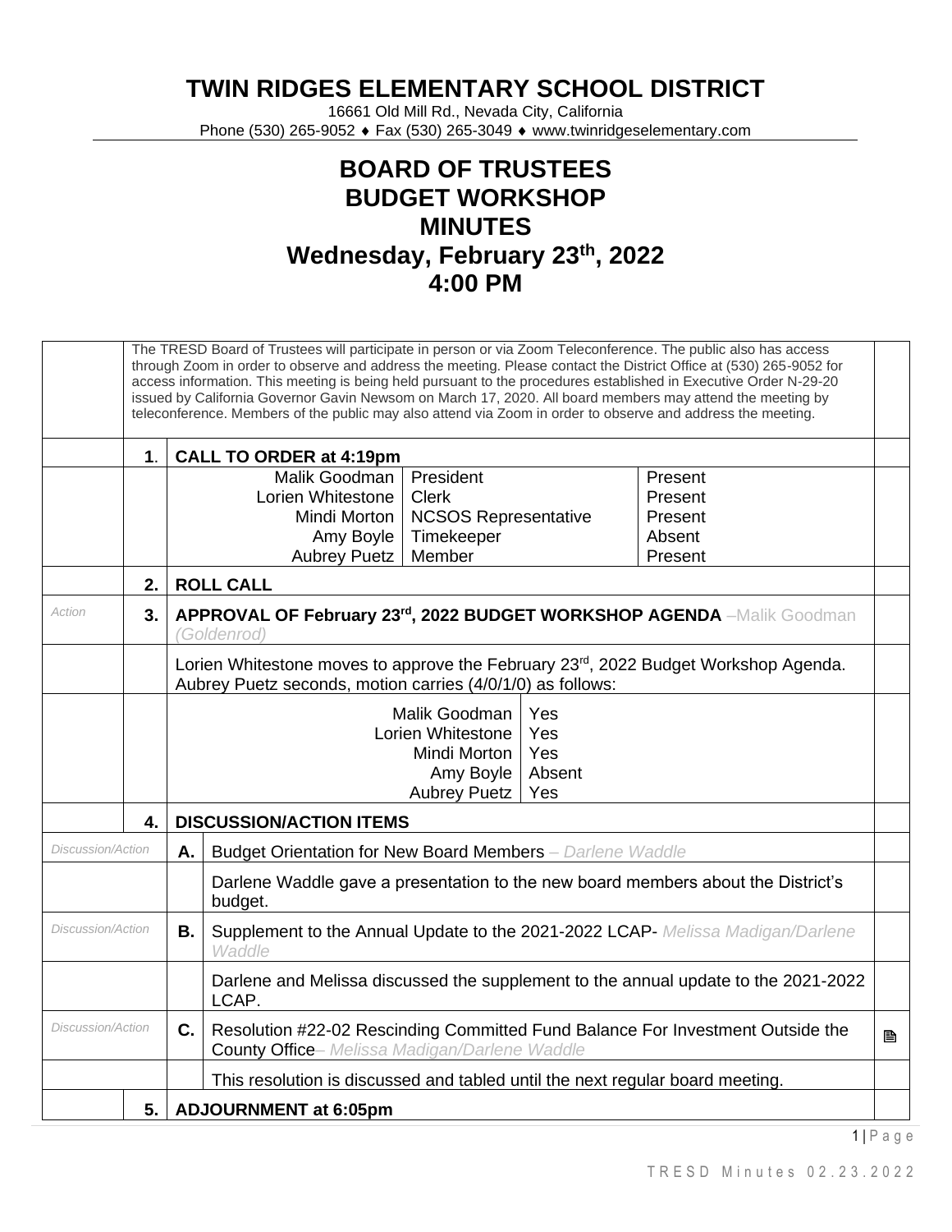# TWIN RIDGES ELEMENTARY SCHOOL DISTRICT

16661 Old Mill Rd., Nevada City, California
Phone (530) 265-9052 ♦ Fax (530) 265-3049 ♦ www.twinridgeselementary.com

# BOARD OF TRUSTEES
# BUDGET WORKSHOP
# MINUTES
# Wednesday, February 23th, 2022
# 4:00 PM

The TRESD Board of Trustees will participate in person or via Zoom Teleconference. The public also has access through Zoom in order to observe and address the meeting. Please contact the District Office at (530) 265-9052 for access information. This meeting is being held pursuant to the procedures established in Executive Order N-29-20 issued by California Governor Gavin Newsom on March 17, 2020. All board members may attend the meeting by teleconference. Members of the public may also attend via Zoom in order to observe and address the meeting.

**1. CALL TO ORDER at 4:19pm**

| Name | Role | Status |
|---|---|---|
| Malik Goodman | President | Present |
| Lorien Whitestone | Clerk | Present |
| Mindi Morton | NCSOS Representative | Present |
| Amy Boyle | Timekeeper | Absent |
| Aubrey Puetz | Member | Present |

**2. ROLL CALL**

*Action*

**3. APPROVAL OF February 23rd, 2022 BUDGET WORKSHOP AGENDA** –Malik Goodman *(Goldenrod)*

Lorien Whitestone moves to approve the February 23rd, 2022 Budget Workshop Agenda. Aubrey Puetz seconds, motion carries (4/0/1/0) as follows:

| Name | Vote |
|---|---|
| Malik Goodman | Yes |
| Lorien Whitestone | Yes |
| Mindi Morton | Yes |
| Amy Boyle | Absent |
| Aubrey Puetz | Yes |

**4. DISCUSSION/ACTION ITEMS**

*Discussion/Action*

**A.** Budget Orientation for New Board Members – *Darlene Waddle*

Darlene Waddle gave a presentation to the new board members about the District's budget.

*Discussion/Action*

**B.** Supplement to the Annual Update to the 2021-2022 LCAP- *Melissa Madigan/Darlene Waddle*

Darlene and Melissa discussed the supplement to the annual update to the 2021-2022 LCAP.

*Discussion/Action*

**C.** Resolution #22-02 Rescinding Committed Fund Balance For Investment Outside the County Office– *Melissa Madigan/Darlene Waddle* 🗎

This resolution is discussed and tabled until the next regular board meeting.

**5. ADJOURNMENT at 6:05pm**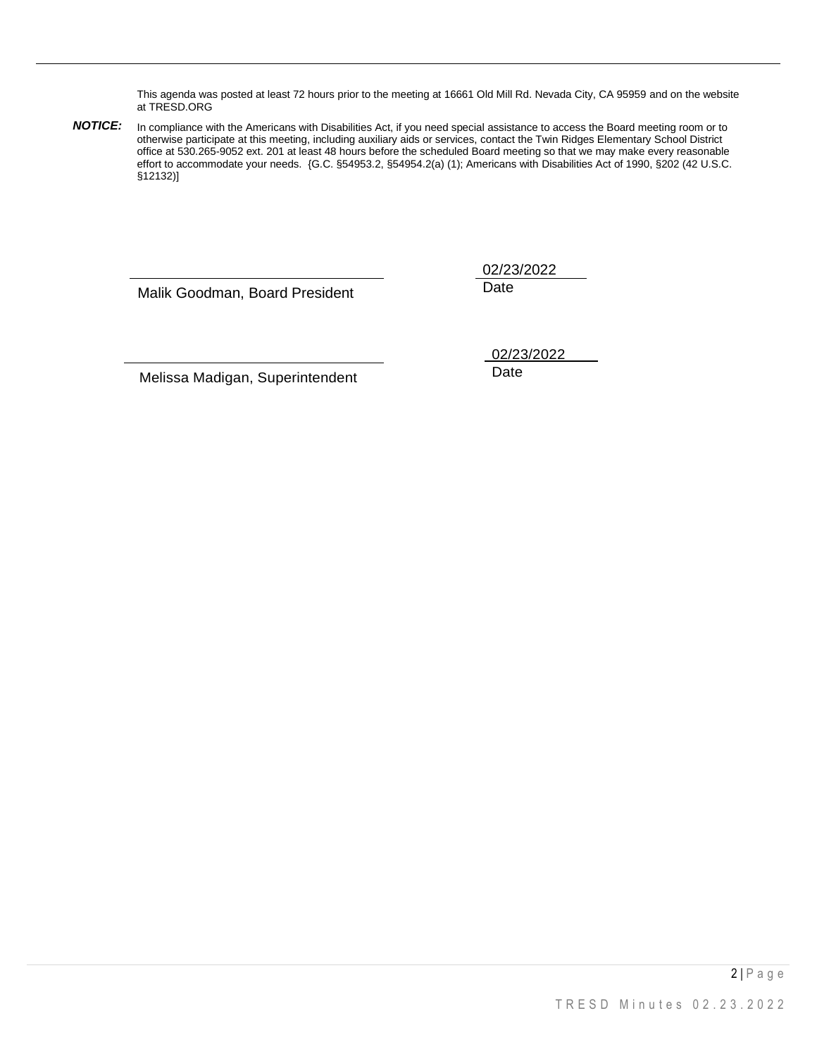This agenda was posted at least 72 hours prior to the meeting at 16661 Old Mill Rd. Nevada City, CA 95959 and on the website at TRESD.ORG

***NOTICE:*** In compliance with the Americans with Disabilities Act, if you need special assistance to access the Board meeting room or to otherwise participate at this meeting, including auxiliary aids or services, contact the Twin Ridges Elementary School District office at 530.265-9052 ext. 201 at least 48 hours before the scheduled Board meeting so that we may make every reasonable effort to accommodate your needs. {G.C. §54953.2, §54954.2(a) (1); Americans with Disabilities Act of 1990, §202 (42 U.S.C. §12132)]

| | |
|---|---|
| \_\_\_\_\_\_\_\_\_\_\_\_\_\_\_\_\_\_\_\_\_\_\_\_\_\_\_\_\_\_ | 02/23/2022 |
| Malik Goodman, Board President | Date |
| \_\_\_\_\_\_\_\_\_\_\_\_\_\_\_\_\_\_\_\_\_\_\_\_\_\_\_\_\_\_ | 02/23/2022 |
| Melissa Madigan, Superintendent | Date |